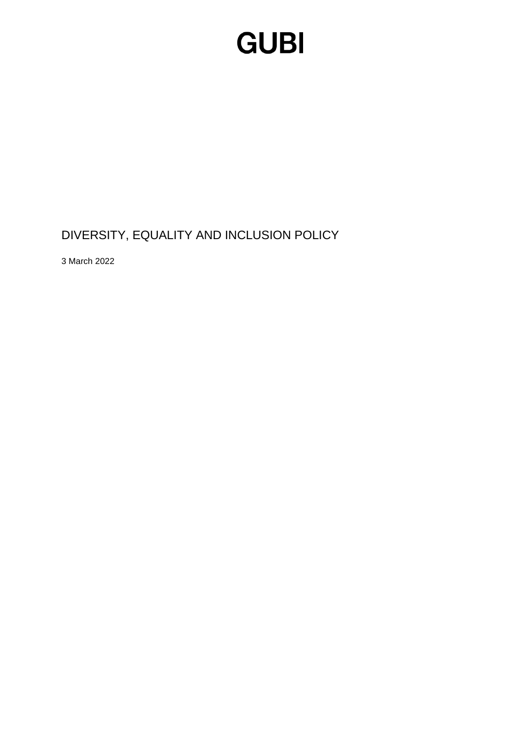# GUBI

## DIVERSITY, EQUALITY AND INCLUSION POLICY

3 March 2022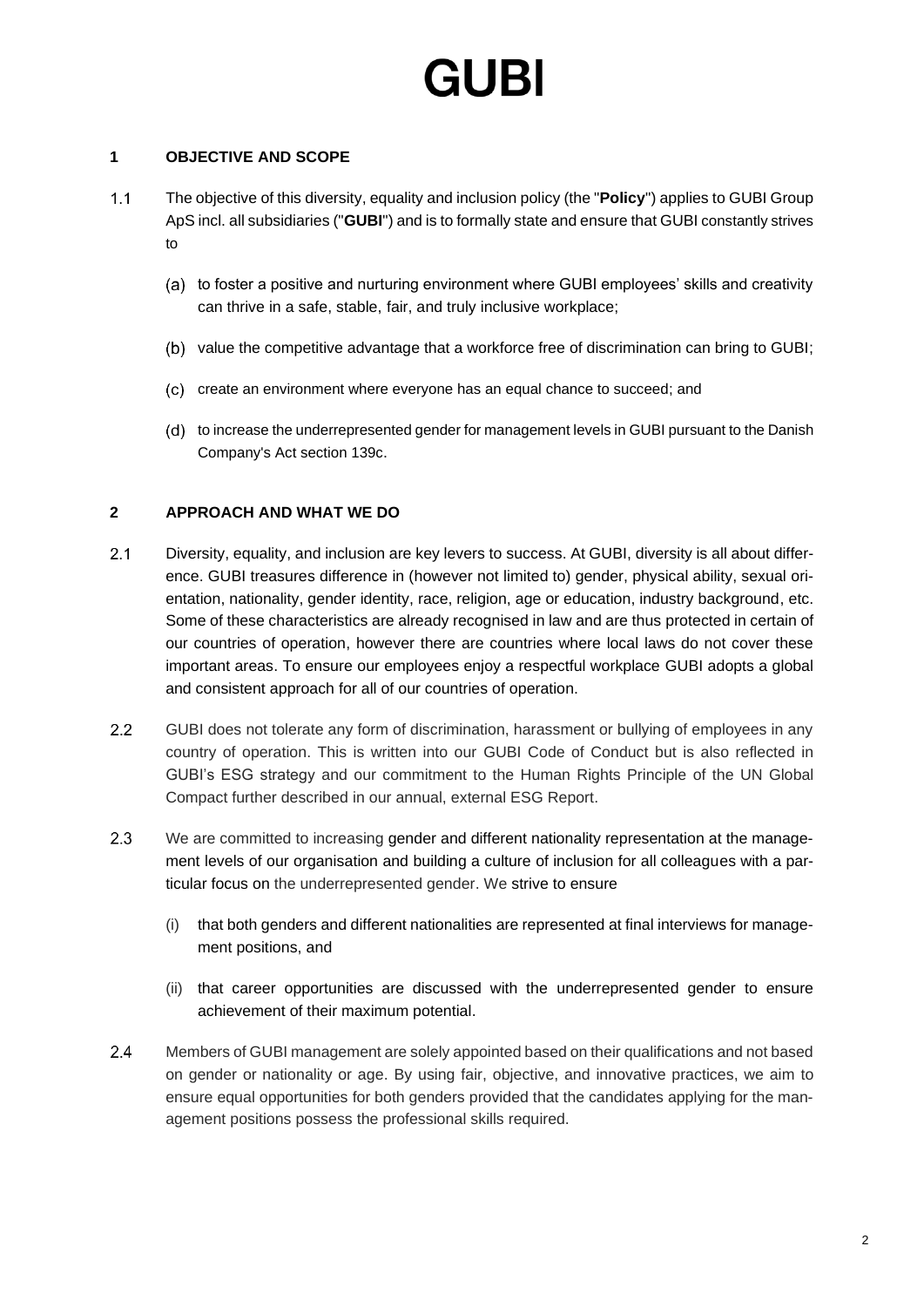# GUBI

## 1 OBJECTIVE AND SCOPE

1.1 The objective of this diversity, equality and inclusion policy (the "**Policy**") applies to GUBI Group ApS incl. all subsidiaries ("**GUBI**") and is to formally state and ensure that GUBI constantly strives to

(a) to foster a positive and nurturing environment where GUBI employees' skills and creativity can thrive in a safe, stable, fair, and truly inclusive workplace;

(b) value the competitive advantage that a workforce free of discrimination can bring to GUBI;

(c) create an environment where everyone has an equal chance to succeed; and

(d) to increase the underrepresented gender for management levels in GUBI pursuant to the Danish Company's Act section 139c.

## 2 APPROACH AND WHAT WE DO

2.1 Diversity, equality, and inclusion are key levers to success. At GUBI, diversity is all about difference. GUBI treasures difference in (however not limited to) gender, physical ability, sexual orientation, nationality, gender identity, race, religion, age or education, industry background, etc. Some of these characteristics are already recognised in law and are thus protected in certain of our countries of operation, however there are countries where local laws do not cover these important areas. To ensure our employees enjoy a respectful workplace GUBI adopts a global and consistent approach for all of our countries of operation.

2.2 GUBI does not tolerate any form of discrimination, harassment or bullying of employees in any country of operation. This is written into our GUBI Code of Conduct but is also reflected in GUBI's ESG strategy and our commitment to the Human Rights Principle of the UN Global Compact further described in our annual, external ESG Report.

2.3 We are committed to increasing gender and different nationality representation at the management levels of our organisation and building a culture of inclusion for all colleagues with a particular focus on the underrepresented gender. We strive to ensure

(i) that both genders and different nationalities are represented at final interviews for management positions, and

(ii) that career opportunities are discussed with the underrepresented gender to ensure achievement of their maximum potential.

2.4 Members of GUBI management are solely appointed based on their qualifications and not based on gender or nationality or age. By using fair, objective, and innovative practices, we aim to ensure equal opportunities for both genders provided that the candidates applying for the management positions possess the professional skills required.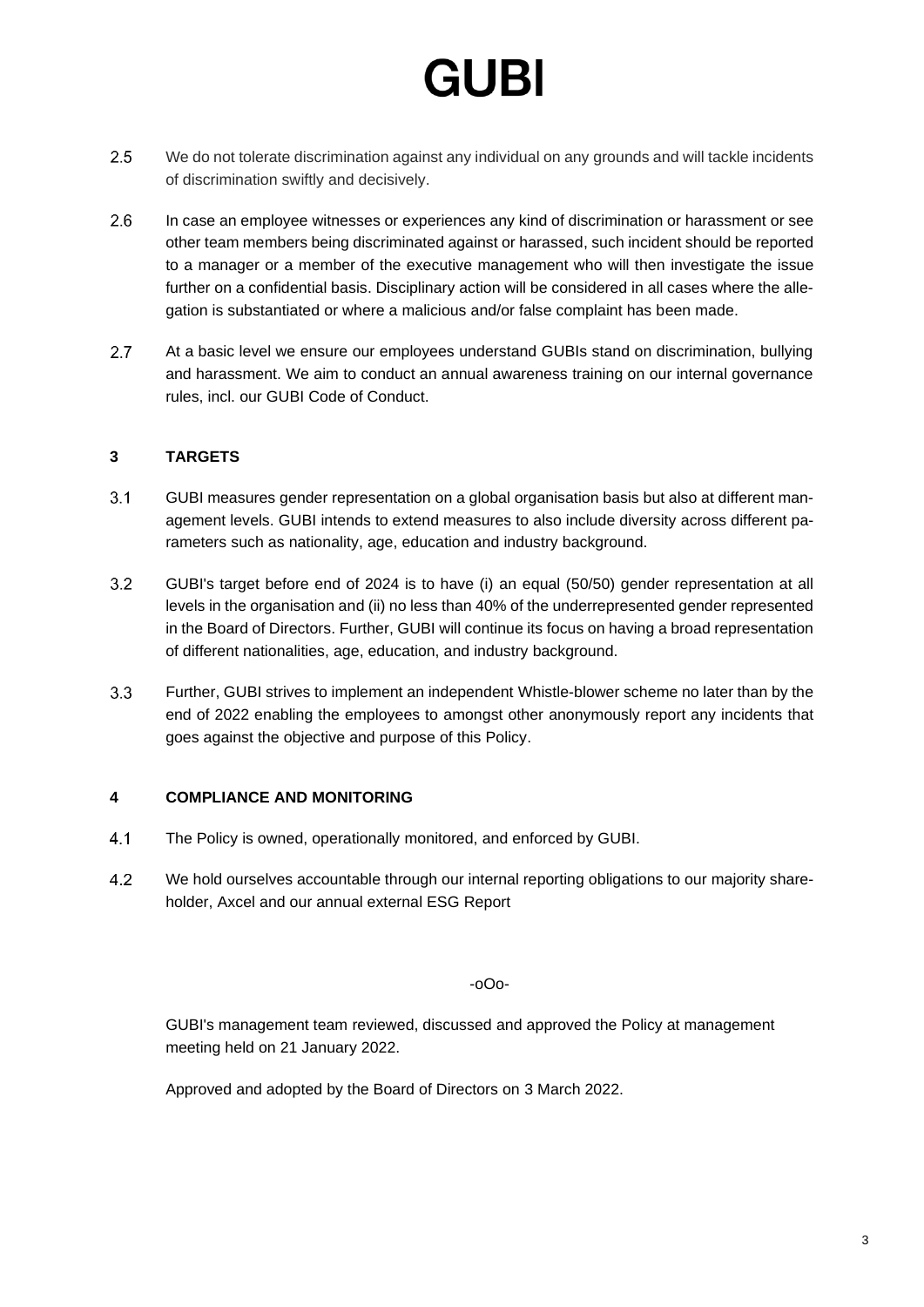2.5 We do not tolerate discrimination against any individual on any grounds and will tackle incidents of discrimination swiftly and decisively.

2.6 In case an employee witnesses or experiences any kind of discrimination or harassment or see other team members being discriminated against or harassed, such incident should be reported to a manager or a member of the executive management who will then investigate the issue further on a confidential basis. Disciplinary action will be considered in all cases where the allegation is substantiated or where a malicious and/or false complaint has been made.

2.7 At a basic level we ensure our employees understand GUBIs stand on discrimination, bullying and harassment. We aim to conduct an annual awareness training on our internal governance rules, incl. our GUBI Code of Conduct.

## 3 TARGETS

3.1 GUBI measures gender representation on a global organisation basis but also at different management levels. GUBI intends to extend measures to also include diversity across different parameters such as nationality, age, education and industry background.

3.2 GUBI's target before end of 2024 is to have (i) an equal (50/50) gender representation at all levels in the organisation and (ii) no less than 40% of the underrepresented gender represented in the Board of Directors. Further, GUBI will continue its focus on having a broad representation of different nationalities, age, education, and industry background.

3.3 Further, GUBI strives to implement an independent Whistle-blower scheme no later than by the end of 2022 enabling the employees to amongst other anonymously report any incidents that goes against the objective and purpose of this Policy.

## 4 COMPLIANCE AND MONITORING

4.1 The Policy is owned, operationally monitored, and enforced by GUBI.

4.2 We hold ourselves accountable through our internal reporting obligations to our majority shareholder, Axcel and our annual external ESG Report

-oOo-

GUBI's management team reviewed, discussed and approved the Policy at management meeting held on 21 January 2022.

Approved and adopted by the Board of Directors on 3 March 2022.